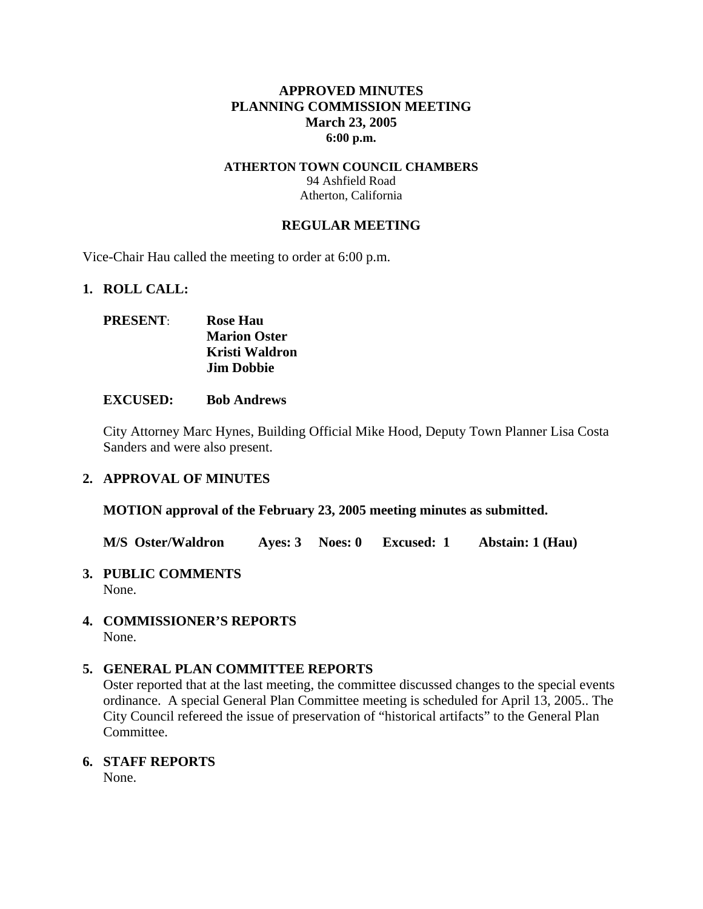# APPROVED MINUTES
# PLANNING COMMISSION MEETING
# March 23, 2005
**6:00 p.m.**

**ATHERTON TOWN COUNCIL CHAMBERS**
94 Ashfield Road
Atherton, California

## REGULAR MEETING

Vice-Chair Hau called the meeting to order at 6:00 p.m.

### 1. ROLL CALL:

**PRESENT**: **Rose Hau**
**Marion Oster**
**Kristi Waldron**
**Jim Dobbie**

**EXCUSED: Bob Andrews**

City Attorney Marc Hynes, Building Official Mike Hood, Deputy Town Planner Lisa Costa Sanders and were also present.

### 2. APPROVAL OF MINUTES

**MOTION approval of the February 23, 2005 meeting minutes as submitted.**

**M/S Oster/Waldron Ayes: 3 Noes: 0 Excused: 1 Abstain: 1 (Hau)**

### 3. PUBLIC COMMENTS
None.

### 4. COMMISSIONER'S REPORTS
None.

### 5. GENERAL PLAN COMMITTEE REPORTS
Oster reported that at the last meeting, the committee discussed changes to the special events ordinance. A special General Plan Committee meeting is scheduled for April 13, 2005.. The City Council refereed the issue of preservation of "historical artifacts" to the General Plan Committee.

### 6. STAFF REPORTS
None.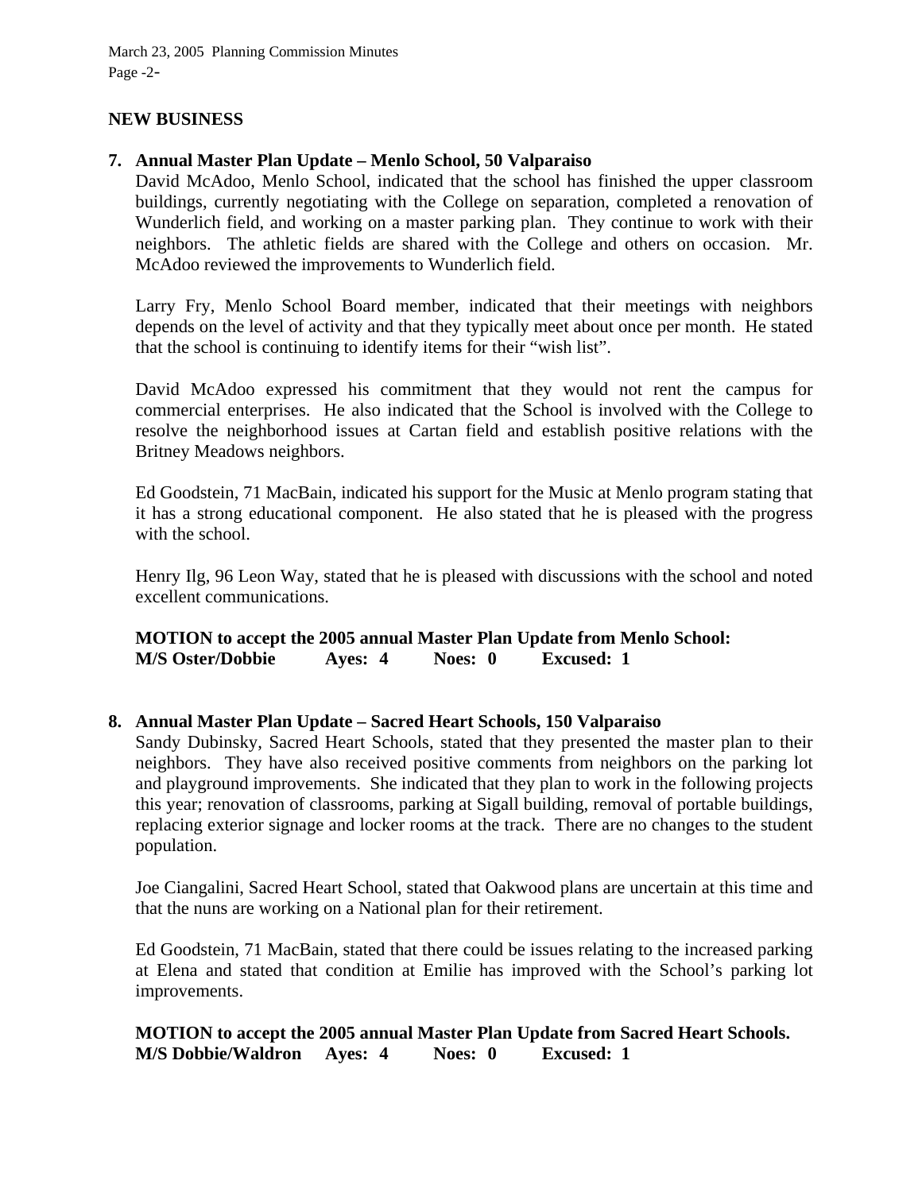## NEW BUSINESS

**7. Annual Master Plan Update – Menlo School, 50 Valparaiso**

David McAdoo, Menlo School, indicated that the school has finished the upper classroom buildings, currently negotiating with the College on separation, completed a renovation of Wunderlich field, and working on a master parking plan. They continue to work with their neighbors. The athletic fields are shared with the College and others on occasion. Mr. McAdoo reviewed the improvements to Wunderlich field.

Larry Fry, Menlo School Board member, indicated that their meetings with neighbors depends on the level of activity and that they typically meet about once per month. He stated that the school is continuing to identify items for their "wish list".

David McAdoo expressed his commitment that they would not rent the campus for commercial enterprises. He also indicated that the School is involved with the College to resolve the neighborhood issues at Cartan field and establish positive relations with the Britney Meadows neighbors.

Ed Goodstein, 71 MacBain, indicated his support for the Music at Menlo program stating that it has a strong educational component. He also stated that he is pleased with the progress with the school.

Henry Ilg, 96 Leon Way, stated that he is pleased with discussions with the school and noted excellent communications.

**MOTION to accept the 2005 annual Master Plan Update from Menlo School:**
**M/S Oster/Dobbie Ayes: 4 Noes: 0 Excused: 1**

**8. Annual Master Plan Update – Sacred Heart Schools, 150 Valparaiso**

Sandy Dubinsky, Sacred Heart Schools, stated that they presented the master plan to their neighbors. They have also received positive comments from neighbors on the parking lot and playground improvements. She indicated that they plan to work in the following projects this year; renovation of classrooms, parking at Sigall building, removal of portable buildings, replacing exterior signage and locker rooms at the track. There are no changes to the student population.

Joe Ciangalini, Sacred Heart School, stated that Oakwood plans are uncertain at this time and that the nuns are working on a National plan for their retirement.

Ed Goodstein, 71 MacBain, stated that there could be issues relating to the increased parking at Elena and stated that condition at Emilie has improved with the School's parking lot improvements.

**MOTION to accept the 2005 annual Master Plan Update from Sacred Heart Schools.**
**M/S Dobbie/Waldron Ayes: 4 Noes: 0 Excused: 1**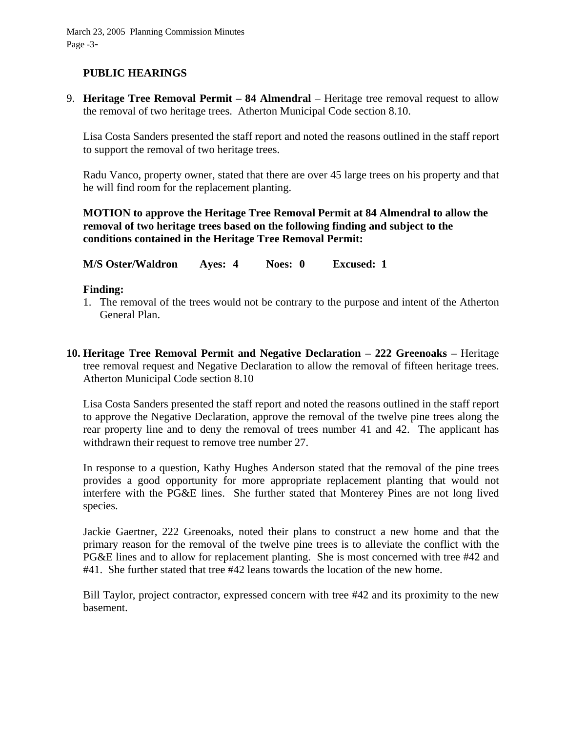## PUBLIC HEARINGS

9. **Heritage Tree Removal Permit – 84 Almendral** – Heritage tree removal request to allow the removal of two heritage trees. Atherton Municipal Code section 8.10.

   Lisa Costa Sanders presented the staff report and noted the reasons outlined in the staff report to support the removal of two heritage trees.

   Radu Vanco, property owner, stated that there are over 45 large trees on his property and that he will find room for the replacement planting.

   **MOTION to approve the Heritage Tree Removal Permit at 84 Almendral to allow the removal of two heritage trees based on the following finding and subject to the conditions contained in the Heritage Tree Removal Permit:**

   **M/S Oster/Waldron Ayes: 4 Noes: 0 Excused: 1**

   **Finding:**
   1. The removal of the trees would not be contrary to the purpose and intent of the Atherton General Plan.

10. **Heritage Tree Removal Permit and Negative Declaration – 222 Greenoaks –** Heritage tree removal request and Negative Declaration to allow the removal of fifteen heritage trees. Atherton Municipal Code section 8.10

    Lisa Costa Sanders presented the staff report and noted the reasons outlined in the staff report to approve the Negative Declaration, approve the removal of the twelve pine trees along the rear property line and to deny the removal of trees number 41 and 42. The applicant has withdrawn their request to remove tree number 27.

    In response to a question, Kathy Hughes Anderson stated that the removal of the pine trees provides a good opportunity for more appropriate replacement planting that would not interfere with the PG&E lines. She further stated that Monterey Pines are not long lived species.

    Jackie Gaertner, 222 Greenoaks, noted their plans to construct a new home and that the primary reason for the removal of the twelve pine trees is to alleviate the conflict with the PG&E lines and to allow for replacement planting. She is most concerned with tree #42 and #41. She further stated that tree #42 leans towards the location of the new home.

    Bill Taylor, project contractor, expressed concern with tree #42 and its proximity to the new basement.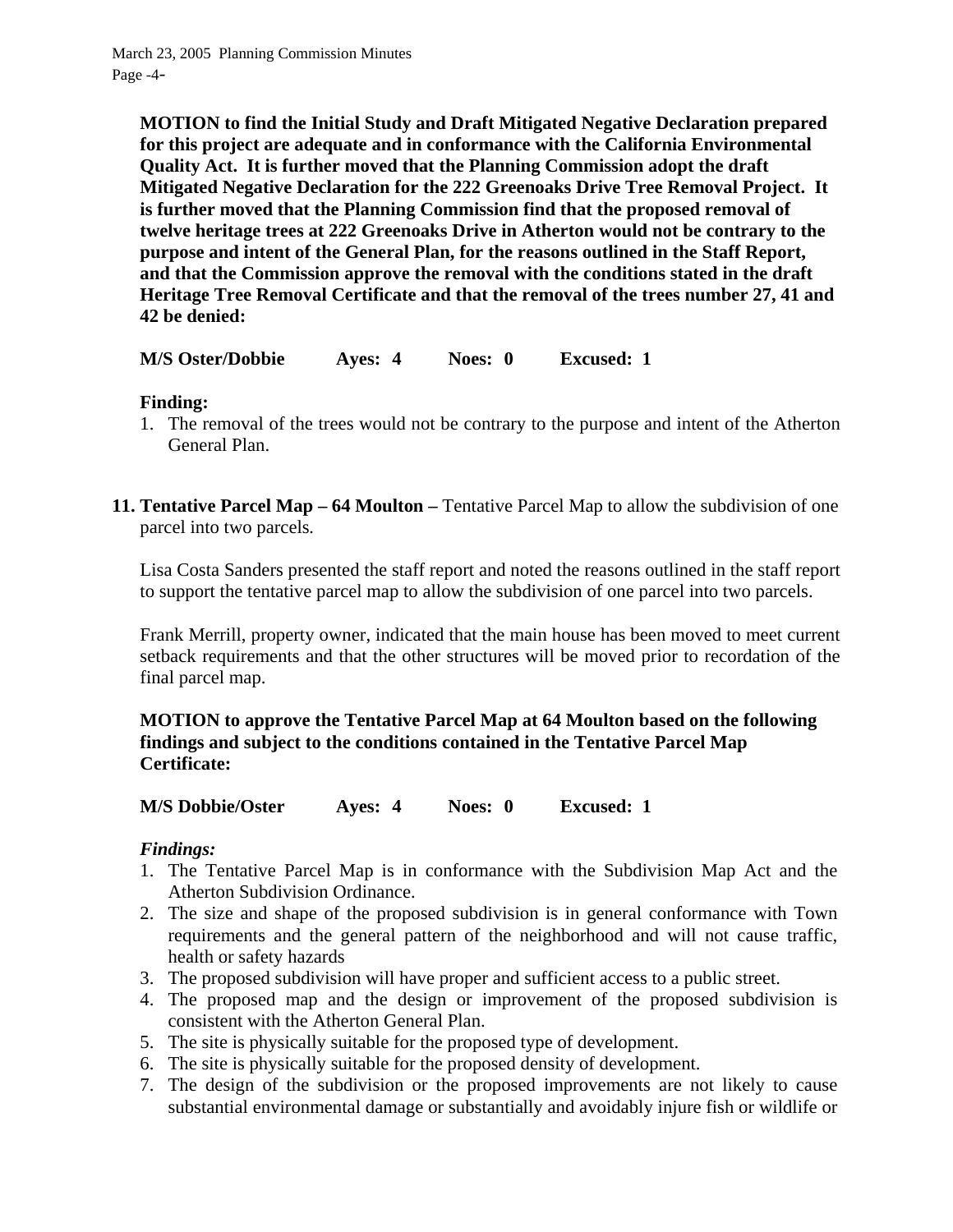**MOTION to find the Initial Study and Draft Mitigated Negative Declaration prepared for this project are adequate and in conformance with the California Environmental Quality Act. It is further moved that the Planning Commission adopt the draft Mitigated Negative Declaration for the 222 Greenoaks Drive Tree Removal Project. It is further moved that the Planning Commission find that the proposed removal of twelve heritage trees at 222 Greenoaks Drive in Atherton would not be contrary to the purpose and intent of the General Plan, for the reasons outlined in the Staff Report, and that the Commission approve the removal with the conditions stated in the draft Heritage Tree Removal Certificate and that the removal of the trees number 27, 41 and 42 be denied:**

**M/S Oster/Dobbie Ayes: 4 Noes: 0 Excused: 1**

**Finding:**

1. The removal of the trees would not be contrary to the purpose and intent of the Atherton General Plan.

**11. Tentative Parcel Map – 64 Moulton –** Tentative Parcel Map to allow the subdivision of one parcel into two parcels.

Lisa Costa Sanders presented the staff report and noted the reasons outlined in the staff report to support the tentative parcel map to allow the subdivision of one parcel into two parcels.

Frank Merrill, property owner, indicated that the main house has been moved to meet current setback requirements and that the other structures will be moved prior to recordation of the final parcel map.

**MOTION to approve the Tentative Parcel Map at 64 Moulton based on the following findings and subject to the conditions contained in the Tentative Parcel Map Certificate:**

**M/S Dobbie/Oster Ayes: 4 Noes: 0 Excused: 1**

***Findings:***

1. The Tentative Parcel Map is in conformance with the Subdivision Map Act and the Atherton Subdivision Ordinance.
2. The size and shape of the proposed subdivision is in general conformance with Town requirements and the general pattern of the neighborhood and will not cause traffic, health or safety hazards
3. The proposed subdivision will have proper and sufficient access to a public street.
4. The proposed map and the design or improvement of the proposed subdivision is consistent with the Atherton General Plan.
5. The site is physically suitable for the proposed type of development.
6. The site is physically suitable for the proposed density of development.
7. The design of the subdivision or the proposed improvements are not likely to cause substantial environmental damage or substantially and avoidably injure fish or wildlife or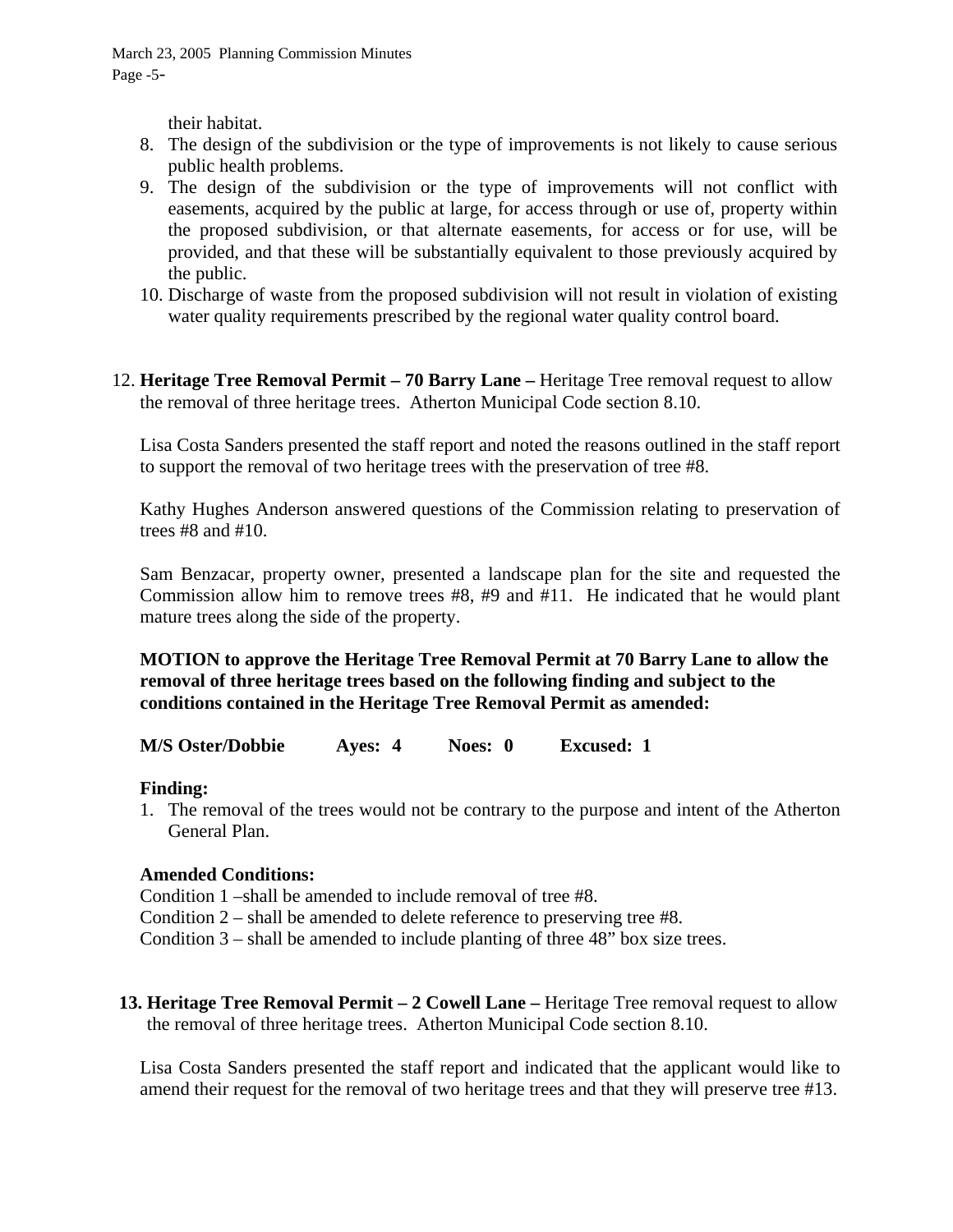their habitat.

8. The design of the subdivision or the type of improvements is not likely to cause serious public health problems.
9. The design of the subdivision or the type of improvements will not conflict with easements, acquired by the public at large, for access through or use of, property within the proposed subdivision, or that alternate easements, for access or for use, will be provided, and that these will be substantially equivalent to those previously acquired by the public.
10. Discharge of waste from the proposed subdivision will not result in violation of existing water quality requirements prescribed by the regional water quality control board.

12. **Heritage Tree Removal Permit – 70 Barry Lane –** Heritage Tree removal request to allow the removal of three heritage trees. Atherton Municipal Code section 8.10.

Lisa Costa Sanders presented the staff report and noted the reasons outlined in the staff report to support the removal of two heritage trees with the preservation of tree #8.

Kathy Hughes Anderson answered questions of the Commission relating to preservation of trees #8 and #10.

Sam Benzacar, property owner, presented a landscape plan for the site and requested the Commission allow him to remove trees #8, #9 and #11. He indicated that he would plant mature trees along the side of the property.

**MOTION to approve the Heritage Tree Removal Permit at 70 Barry Lane to allow the removal of three heritage trees based on the following finding and subject to the conditions contained in the Heritage Tree Removal Permit as amended:**

**M/S Oster/Dobbie Ayes: 4 Noes: 0 Excused: 1**

**Finding:**

1. The removal of the trees would not be contrary to the purpose and intent of the Atherton General Plan.

**Amended Conditions:**

Condition 1 –shall be amended to include removal of tree #8.
Condition 2 – shall be amended to delete reference to preserving tree #8.
Condition 3 – shall be amended to include planting of three 48" box size trees.

13. **Heritage Tree Removal Permit – 2 Cowell Lane –** Heritage Tree removal request to allow the removal of three heritage trees. Atherton Municipal Code section 8.10.

Lisa Costa Sanders presented the staff report and indicated that the applicant would like to amend their request for the removal of two heritage trees and that they will preserve tree #13.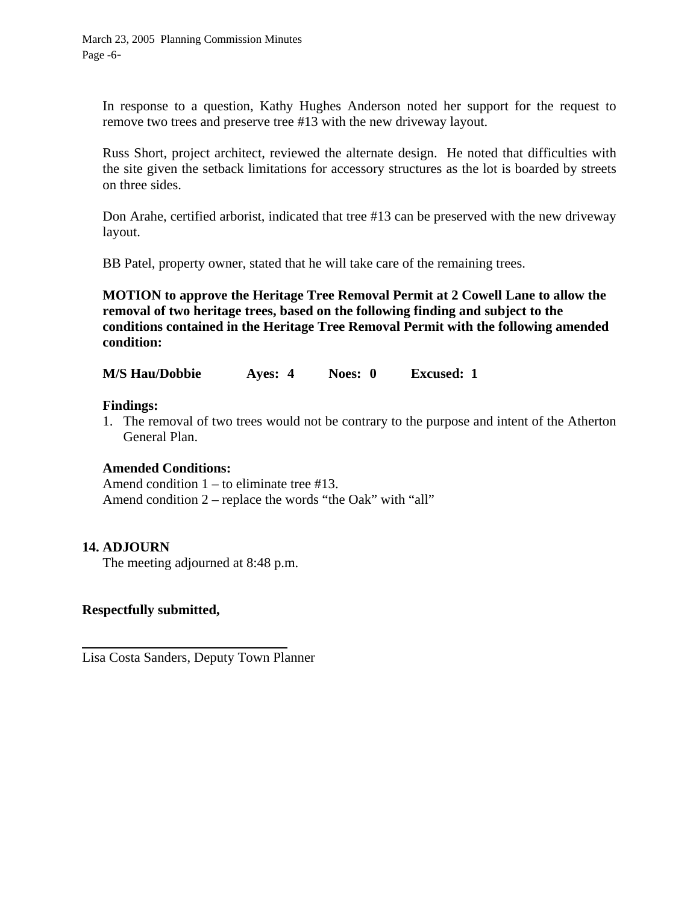In response to a question, Kathy Hughes Anderson noted her support for the request to remove two trees and preserve tree #13 with the new driveway layout.

Russ Short, project architect, reviewed the alternate design. He noted that difficulties with the site given the setback limitations for accessory structures as the lot is boarded by streets on three sides.

Don Arahe, certified arborist, indicated that tree #13 can be preserved with the new driveway layout.

BB Patel, property owner, stated that he will take care of the remaining trees.

**MOTION to approve the Heritage Tree Removal Permit at 2 Cowell Lane to allow the removal of two heritage trees, based on the following finding and subject to the conditions contained in the Heritage Tree Removal Permit with the following amended condition:**

**M/S Hau/Dobbie Ayes: 4 Noes: 0 Excused: 1**

**Findings:**

1. The removal of two trees would not be contrary to the purpose and intent of the Atherton General Plan.

**Amended Conditions:**

Amend condition 1 – to eliminate tree #13.
Amend condition 2 – replace the words "the Oak" with "all"

## 14. ADJOURN

The meeting adjourned at 8:48 p.m.

**Respectfully submitted,**

Lisa Costa Sanders, Deputy Town Planner